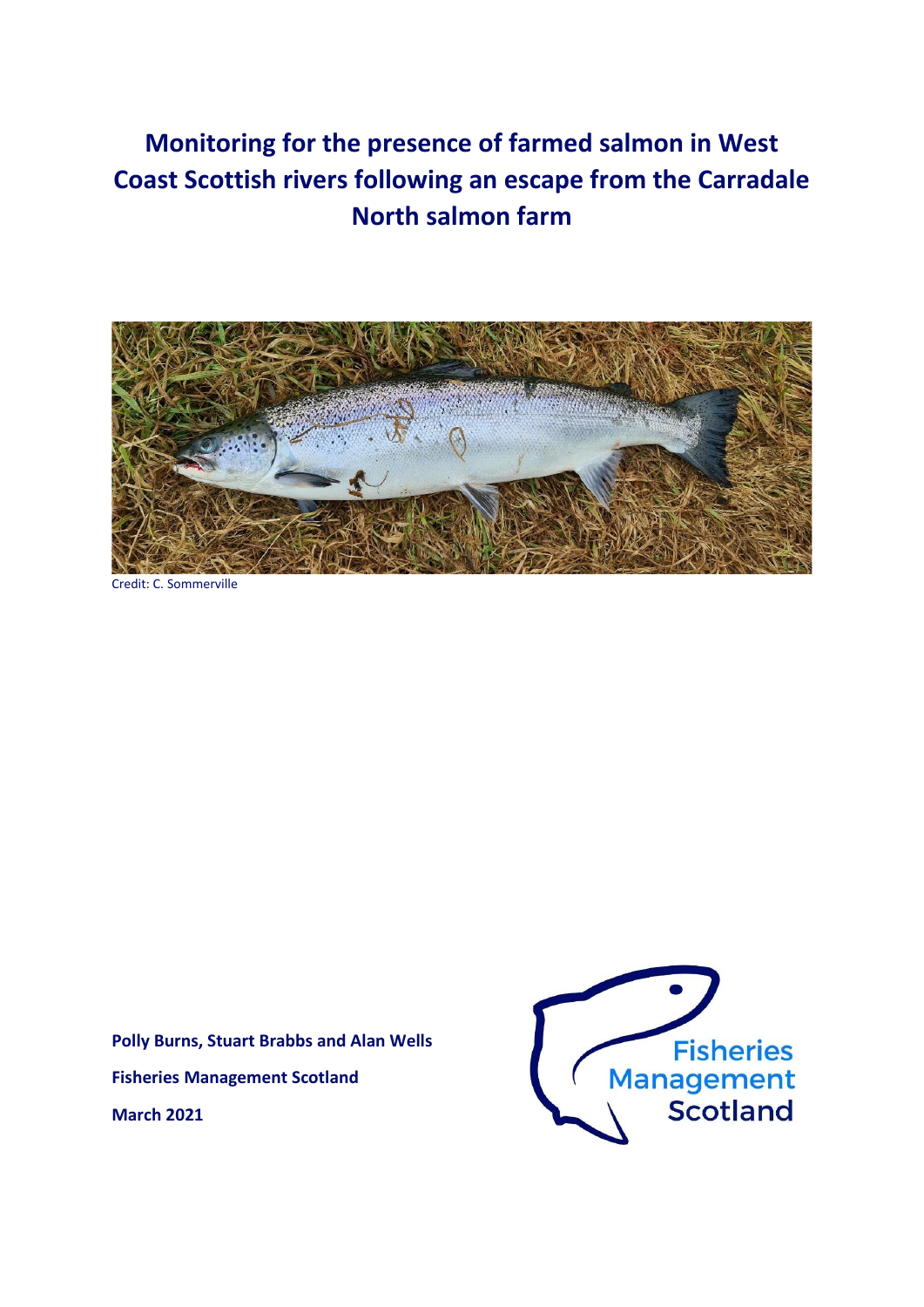# Monitoring for the presence of farmed salmon in West Coast Scottish rivers following an escape from the Carradale North salmon farm

Credit: C. Sommerville

**Polly Burns, Stuart Brabbs and Alan Wells**

**Fisheries Management Scotland**

**March 2021**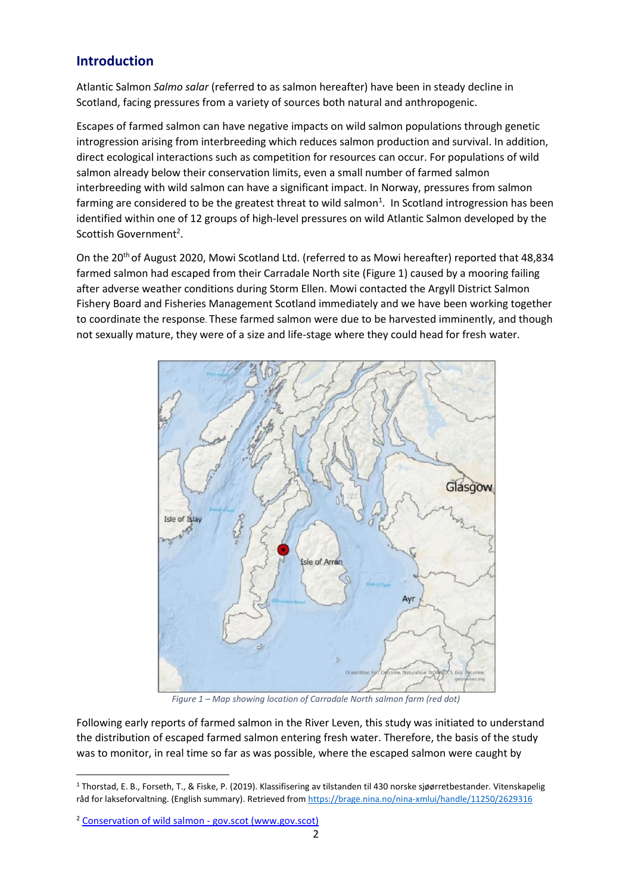## Introduction

Atlantic Salmon *Salmo salar* (referred to as salmon hereafter) have been in steady decline in Scotland, facing pressures from a variety of sources both natural and anthropogenic.

Escapes of farmed salmon can have negative impacts on wild salmon populations through genetic introgression arising from interbreeding which reduces salmon production and survival. In addition, direct ecological interactions such as competition for resources can occur. For populations of wild salmon already below their conservation limits, even a small number of farmed salmon interbreeding with wild salmon can have a significant impact. In Norway, pressures from salmon farming are considered to be the greatest threat to wild salmon[1]. In Scotland introgression has been identified within one of 12 groups of high-level pressures on wild Atlantic Salmon developed by the Scottish Government[2].

On the 20th of August 2020, Mowi Scotland Ltd. (referred to as Mowi hereafter) reported that 48,834 farmed salmon had escaped from their Carradale North site (Figure 1) caused by a mooring failing after adverse weather conditions during Storm Ellen. Mowi contacted the Argyll District Salmon Fishery Board and Fisheries Management Scotland immediately and we have been working together to coordinate the response. These farmed salmon were due to be harvested imminently, and though not sexually mature, they were of a size and life-stage where they could head for fresh water.

*Figure 1 – Map showing location of Carradale North salmon farm (red dot)*

Following early reports of farmed salmon in the River Leven, this study was initiated to understand the distribution of escaped farmed salmon entering fresh water. Therefore, the basis of the study was to monitor, in real time so far as was possible, where the escaped salmon were caught by

---

[1] Thorstad, E. B., Forseth, T., & Fiske, P. (2019). Klassifisering av tilstanden til 430 norske sjøørretbestander. Vitenskapelig råd for lakseforvaltning. (English summary). Retrieved from https://brage.nina.no/nina-xmlui/handle/11250/2629316

[2] Conservation of wild salmon - gov.scot (www.gov.scot)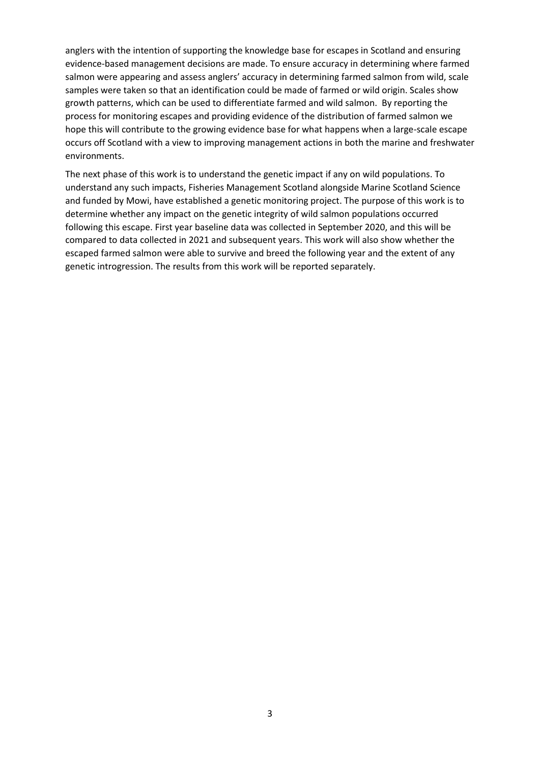anglers with the intention of supporting the knowledge base for escapes in Scotland and ensuring evidence-based management decisions are made. To ensure accuracy in determining where farmed salmon were appearing and assess anglers' accuracy in determining farmed salmon from wild, scale samples were taken so that an identification could be made of farmed or wild origin. Scales show growth patterns, which can be used to differentiate farmed and wild salmon. By reporting the process for monitoring escapes and providing evidence of the distribution of farmed salmon we hope this will contribute to the growing evidence base for what happens when a large-scale escape occurs off Scotland with a view to improving management actions in both the marine and freshwater environments.

The next phase of this work is to understand the genetic impact if any on wild populations. To understand any such impacts, Fisheries Management Scotland alongside Marine Scotland Science and funded by Mowi, have established a genetic monitoring project. The purpose of this work is to determine whether any impact on the genetic integrity of wild salmon populations occurred following this escape. First year baseline data was collected in September 2020, and this will be compared to data collected in 2021 and subsequent years. This work will also show whether the escaped farmed salmon were able to survive and breed the following year and the extent of any genetic introgression. The results from this work will be reported separately.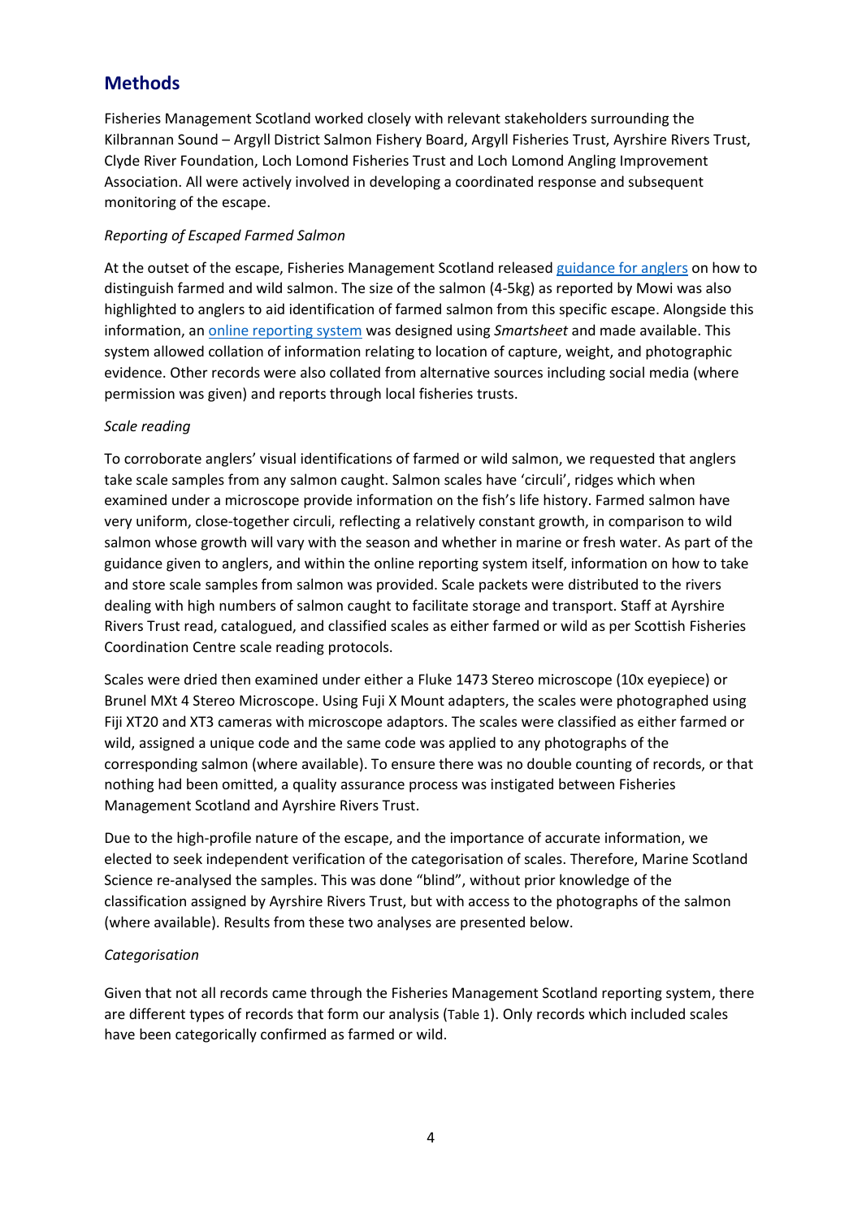## Methods

Fisheries Management Scotland worked closely with relevant stakeholders surrounding the Kilbrannan Sound – Argyll District Salmon Fishery Board, Argyll Fisheries Trust, Ayrshire Rivers Trust, Clyde River Foundation, Loch Lomond Fisheries Trust and Loch Lomond Angling Improvement Association. All were actively involved in developing a coordinated response and subsequent monitoring of the escape.

*Reporting of Escaped Farmed Salmon*

At the outset of the escape, Fisheries Management Scotland released guidance for anglers on how to distinguish farmed and wild salmon. The size of the salmon (4-5kg) as reported by Mowi was also highlighted to anglers to aid identification of farmed salmon from this specific escape. Alongside this information, an online reporting system was designed using *Smartsheet* and made available. This system allowed collation of information relating to location of capture, weight, and photographic evidence. Other records were also collated from alternative sources including social media (where permission was given) and reports through local fisheries trusts.

*Scale reading*

To corroborate anglers' visual identifications of farmed or wild salmon, we requested that anglers take scale samples from any salmon caught. Salmon scales have 'circuli', ridges which when examined under a microscope provide information on the fish's life history. Farmed salmon have very uniform, close-together circuli, reflecting a relatively constant growth, in comparison to wild salmon whose growth will vary with the season and whether in marine or fresh water. As part of the guidance given to anglers, and within the online reporting system itself, information on how to take and store scale samples from salmon was provided. Scale packets were distributed to the rivers dealing with high numbers of salmon caught to facilitate storage and transport. Staff at Ayrshire Rivers Trust read, catalogued, and classified scales as either farmed or wild as per Scottish Fisheries Coordination Centre scale reading protocols.

Scales were dried then examined under either a Fluke 1473 Stereo microscope (10x eyepiece) or Brunel MXt 4 Stereo Microscope. Using Fuji X Mount adapters, the scales were photographed using Fiji XT20 and XT3 cameras with microscope adaptors. The scales were classified as either farmed or wild, assigned a unique code and the same code was applied to any photographs of the corresponding salmon (where available). To ensure there was no double counting of records, or that nothing had been omitted, a quality assurance process was instigated between Fisheries Management Scotland and Ayrshire Rivers Trust.

Due to the high-profile nature of the escape, and the importance of accurate information, we elected to seek independent verification of the categorisation of scales. Therefore, Marine Scotland Science re-analysed the samples. This was done "blind", without prior knowledge of the classification assigned by Ayrshire Rivers Trust, but with access to the photographs of the salmon (where available). Results from these two analyses are presented below.

*Categorisation*

Given that not all records came through the Fisheries Management Scotland reporting system, there are different types of records that form our analysis (Table 1). Only records which included scales have been categorically confirmed as farmed or wild.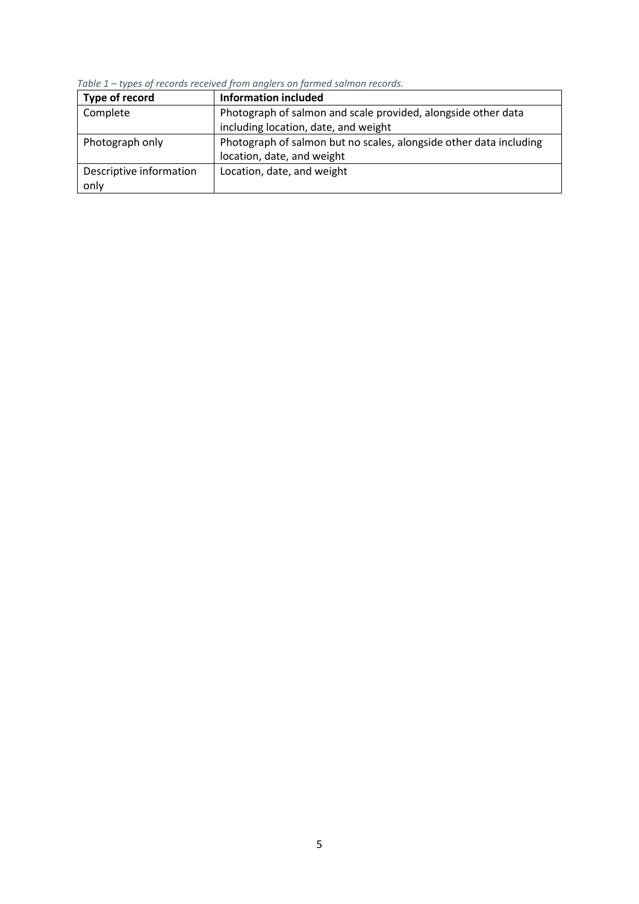*Table 1 – types of records received from anglers on farmed salmon records.*

| Type of record | Information included |
|---|---|
| Complete | Photograph of salmon and scale provided, alongside other data including location, date, and weight |
| Photograph only | Photograph of salmon but no scales, alongside other data including location, date, and weight |
| Descriptive information only | Location, date, and weight |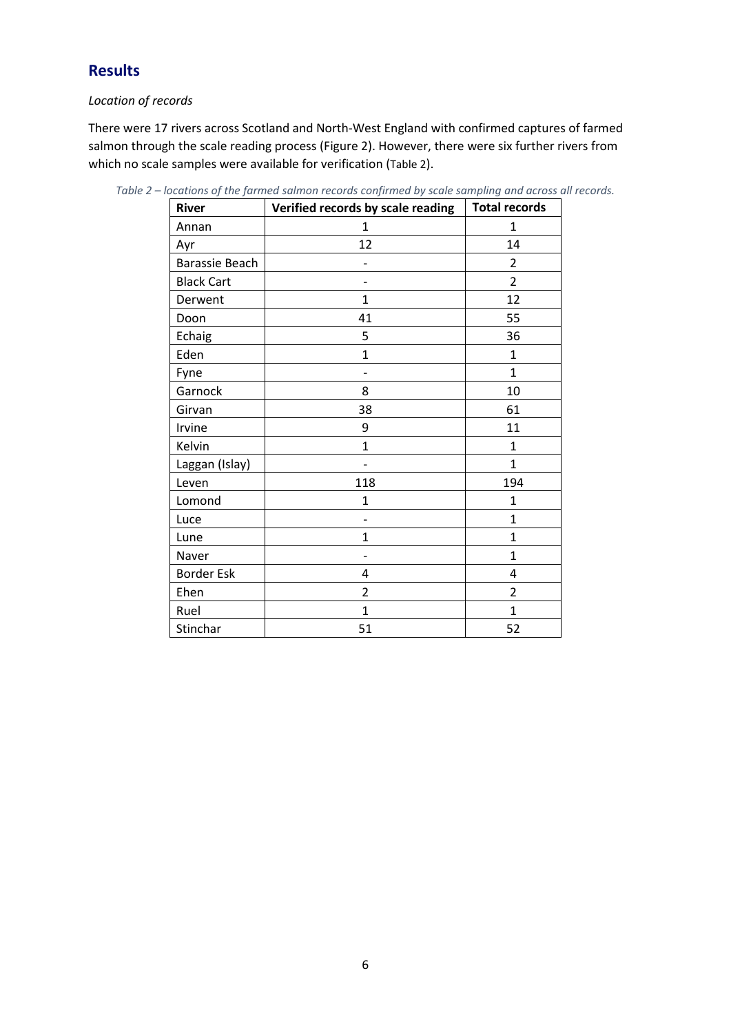## Results

*Location of records*

There were 17 rivers across Scotland and North-West England with confirmed captures of farmed salmon through the scale reading process (Figure 2). However, there were six further rivers from which no scale samples were available for verification (Table 2).

*Table 2 – locations of the farmed salmon records confirmed by scale sampling and across all records.*

| River | Verified records by scale reading | Total records |
|---|---|---|
| Annan | 1 | 1 |
| Ayr | 12 | 14 |
| Barassie Beach | - | 2 |
| Black Cart | - | 2 |
| Derwent | 1 | 12 |
| Doon | 41 | 55 |
| Echaig | 5 | 36 |
| Eden | 1 | 1 |
| Fyne | - | 1 |
| Garnock | 8 | 10 |
| Girvan | 38 | 61 |
| Irvine | 9 | 11 |
| Kelvin | 1 | 1 |
| Laggan (Islay) | - | 1 |
| Leven | 118 | 194 |
| Lomond | 1 | 1 |
| Luce | - | 1 |
| Lune | 1 | 1 |
| Naver | - | 1 |
| Border Esk | 4 | 4 |
| Ehen | 2 | 2 |
| Ruel | 1 | 1 |
| Stinchar | 51 | 52 |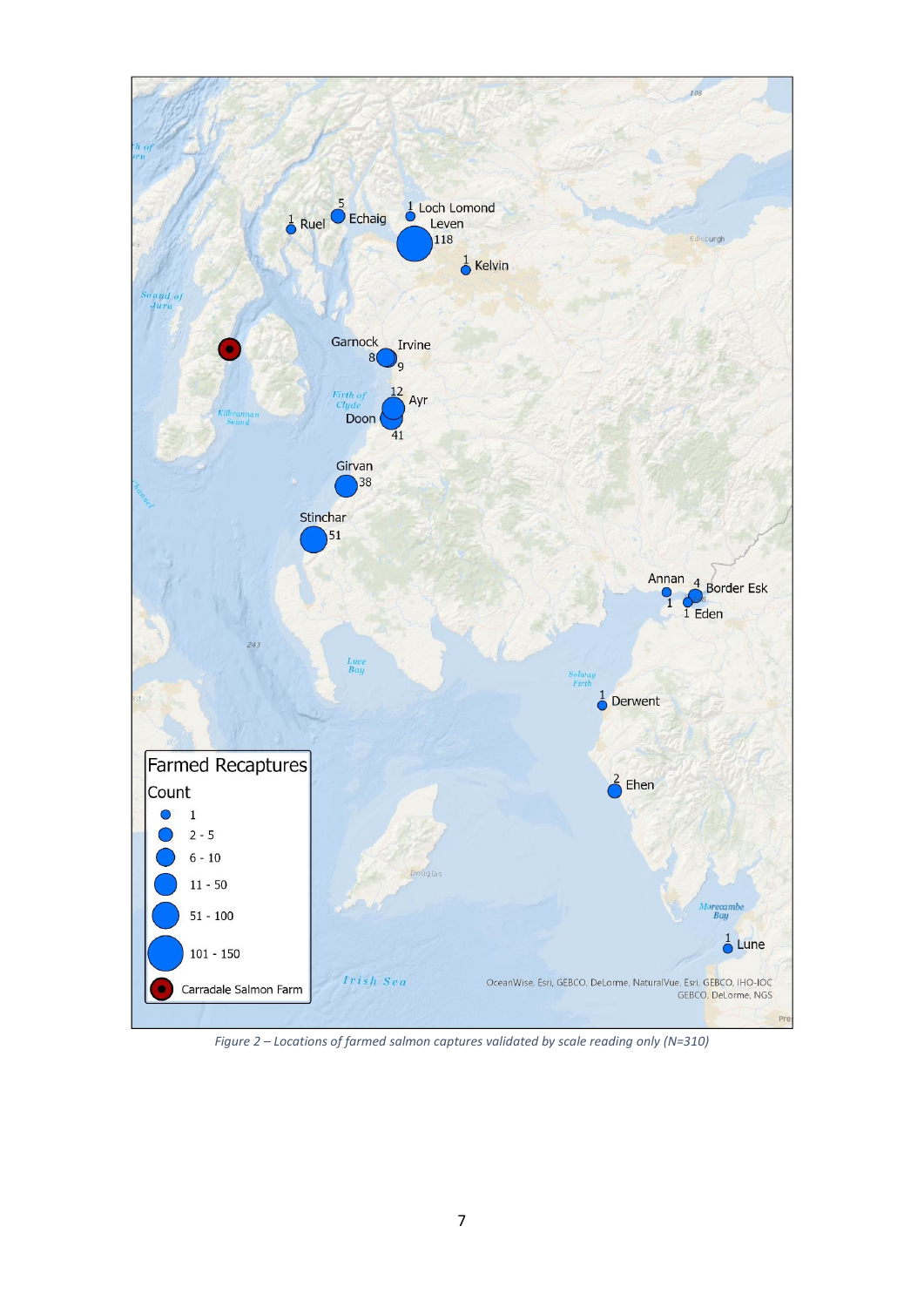*Figure 2 – Locations of farmed salmon captures validated by scale reading only (N=310)*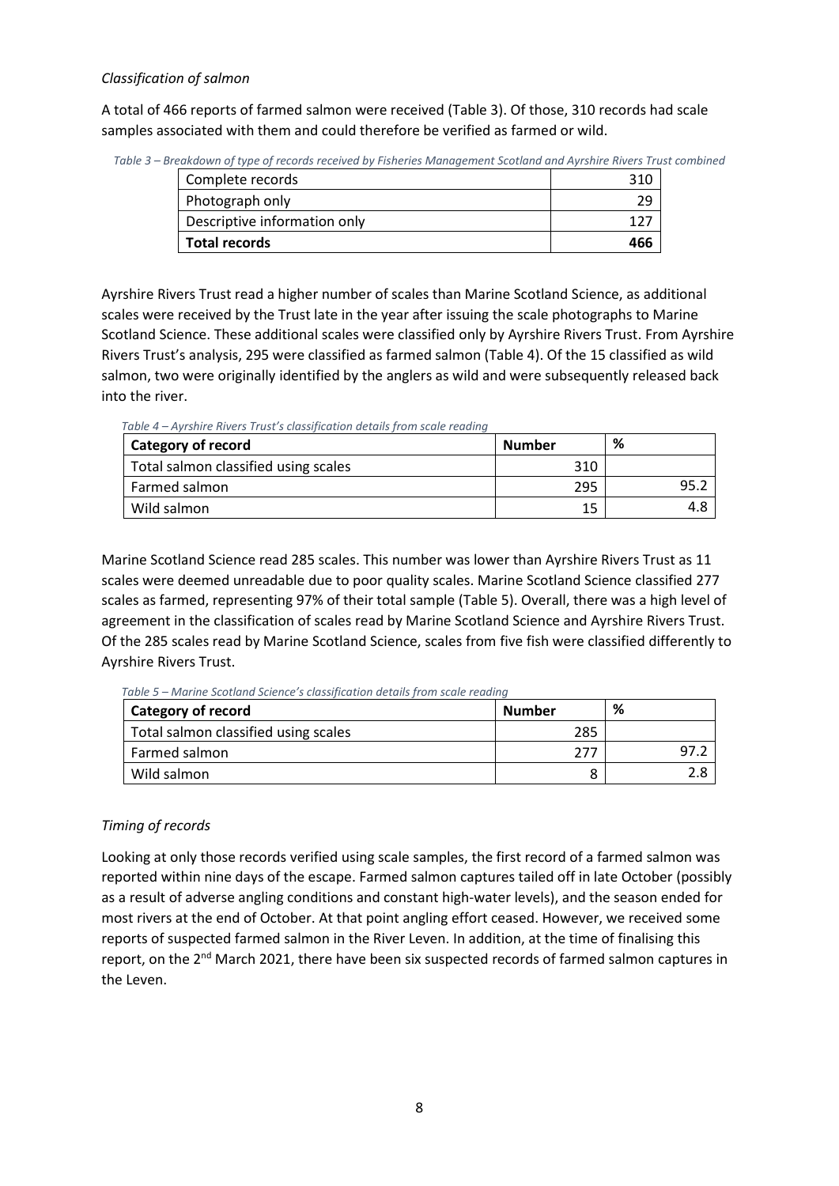*Classification of salmon*

A total of 466 reports of farmed salmon were received (Table 3). Of those, 310 records had scale samples associated with them and could therefore be verified as farmed or wild.

*Table 3 – Breakdown of type of records received by Fisheries Management Scotland and Ayrshire Rivers Trust combined*

| Complete records | 310 |
|---|---|
| Photograph only | 29 |
| Descriptive information only | 127 |
| **Total records** | **466** |

Ayrshire Rivers Trust read a higher number of scales than Marine Scotland Science, as additional scales were received by the Trust late in the year after issuing the scale photographs to Marine Scotland Science. These additional scales were classified only by Ayrshire Rivers Trust. From Ayrshire Rivers Trust's analysis, 295 were classified as farmed salmon (Table 4). Of the 15 classified as wild salmon, two were originally identified by the anglers as wild and were subsequently released back into the river.

*Table 4 – Ayrshire Rivers Trust's classification details from scale reading*

| Category of record | Number | % |
|---|---|---|
| Total salmon classified using scales | 310 | |
| Farmed salmon | 295 | 95.2 |
| Wild salmon | 15 | 4.8 |

Marine Scotland Science read 285 scales. This number was lower than Ayrshire Rivers Trust as 11 scales were deemed unreadable due to poor quality scales. Marine Scotland Science classified 277 scales as farmed, representing 97% of their total sample (Table 5). Overall, there was a high level of agreement in the classification of scales read by Marine Scotland Science and Ayrshire Rivers Trust. Of the 285 scales read by Marine Scotland Science, scales from five fish were classified differently to Ayrshire Rivers Trust.

*Table 5 – Marine Scotland Science's classification details from scale reading*

| Category of record | Number | % |
|---|---|---|
| Total salmon classified using scales | 285 | |
| Farmed salmon | 277 | 97.2 |
| Wild salmon | 8 | 2.8 |

*Timing of records*

Looking at only those records verified using scale samples, the first record of a farmed salmon was reported within nine days of the escape. Farmed salmon captures tailed off in late October (possibly as a result of adverse angling conditions and constant high-water levels), and the season ended for most rivers at the end of October. At that point angling effort ceased. However, we received some reports of suspected farmed salmon in the River Leven. In addition, at the time of finalising this report, on the 2nd March 2021, there have been six suspected records of farmed salmon captures in the Leven.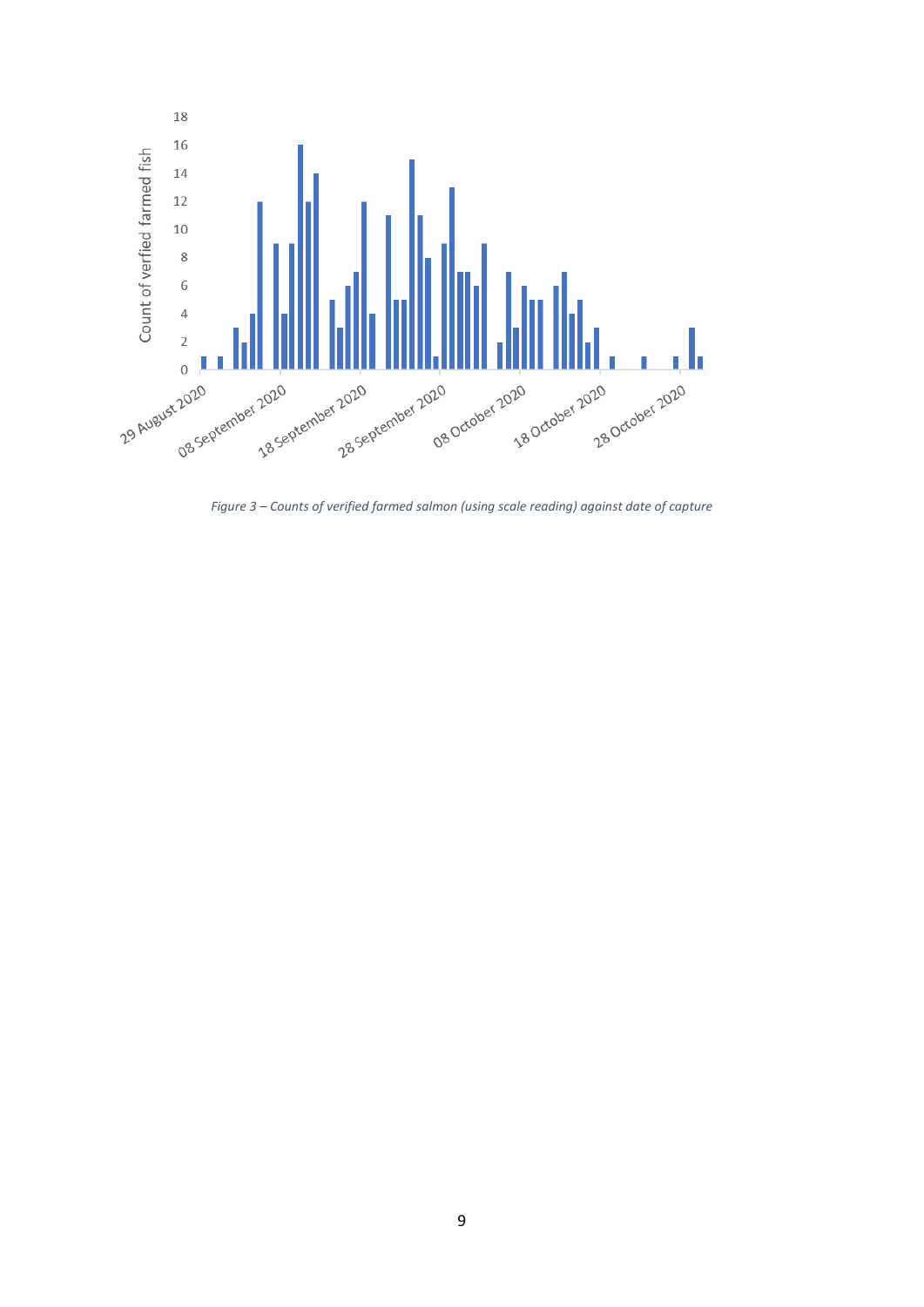*Figure 3 – Counts of verified farmed salmon (using scale reading) against date of capture*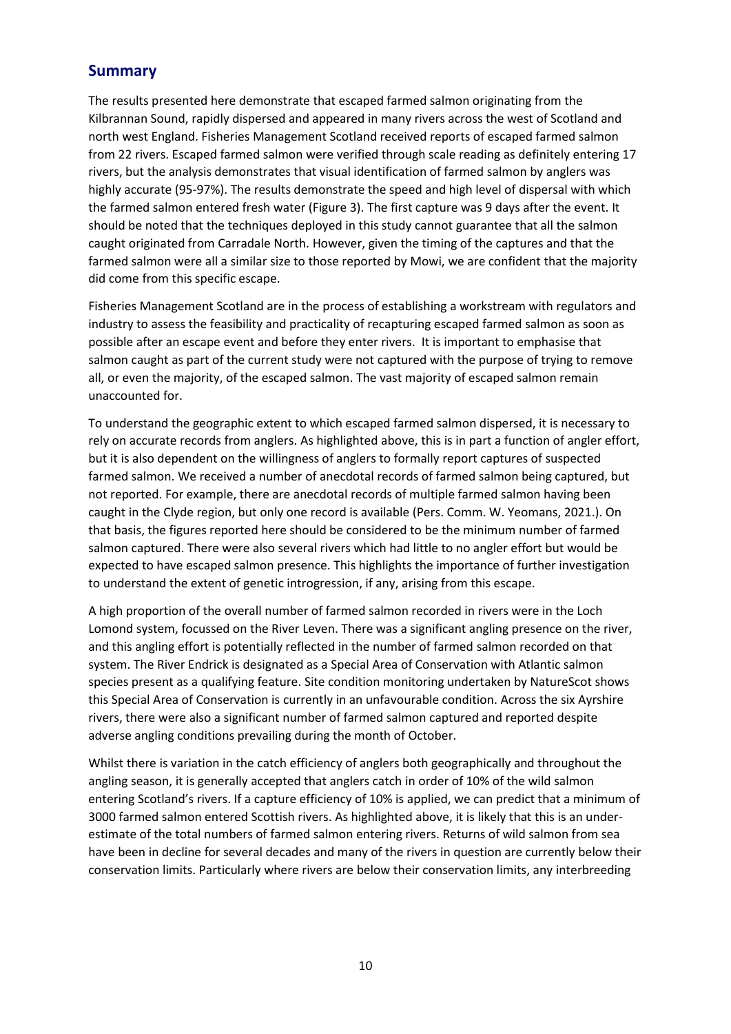## Summary

The results presented here demonstrate that escaped farmed salmon originating from the Kilbrannan Sound, rapidly dispersed and appeared in many rivers across the west of Scotland and north west England. Fisheries Management Scotland received reports of escaped farmed salmon from 22 rivers. Escaped farmed salmon were verified through scale reading as definitely entering 17 rivers, but the analysis demonstrates that visual identification of farmed salmon by anglers was highly accurate (95-97%). The results demonstrate the speed and high level of dispersal with which the farmed salmon entered fresh water (Figure 3). The first capture was 9 days after the event. It should be noted that the techniques deployed in this study cannot guarantee that all the salmon caught originated from Carradale North. However, given the timing of the captures and that the farmed salmon were all a similar size to those reported by Mowi, we are confident that the majority did come from this specific escape.

Fisheries Management Scotland are in the process of establishing a workstream with regulators and industry to assess the feasibility and practicality of recapturing escaped farmed salmon as soon as possible after an escape event and before they enter rivers. It is important to emphasise that salmon caught as part of the current study were not captured with the purpose of trying to remove all, or even the majority, of the escaped salmon. The vast majority of escaped salmon remain unaccounted for.

To understand the geographic extent to which escaped farmed salmon dispersed, it is necessary to rely on accurate records from anglers. As highlighted above, this is in part a function of angler effort, but it is also dependent on the willingness of anglers to formally report captures of suspected farmed salmon. We received a number of anecdotal records of farmed salmon being captured, but not reported. For example, there are anecdotal records of multiple farmed salmon having been caught in the Clyde region, but only one record is available (Pers. Comm. W. Yeomans, 2021.). On that basis, the figures reported here should be considered to be the minimum number of farmed salmon captured. There were also several rivers which had little to no angler effort but would be expected to have escaped salmon presence. This highlights the importance of further investigation to understand the extent of genetic introgression, if any, arising from this escape.

A high proportion of the overall number of farmed salmon recorded in rivers were in the Loch Lomond system, focussed on the River Leven. There was a significant angling presence on the river, and this angling effort is potentially reflected in the number of farmed salmon recorded on that system. The River Endrick is designated as a Special Area of Conservation with Atlantic salmon species present as a qualifying feature. Site condition monitoring undertaken by NatureScot shows this Special Area of Conservation is currently in an unfavourable condition. Across the six Ayrshire rivers, there were also a significant number of farmed salmon captured and reported despite adverse angling conditions prevailing during the month of October.

Whilst there is variation in the catch efficiency of anglers both geographically and throughout the angling season, it is generally accepted that anglers catch in order of 10% of the wild salmon entering Scotland's rivers. If a capture efficiency of 10% is applied, we can predict that a minimum of 3000 farmed salmon entered Scottish rivers. As highlighted above, it is likely that this is an under-estimate of the total numbers of farmed salmon entering rivers. Returns of wild salmon from sea have been in decline for several decades and many of the rivers in question are currently below their conservation limits. Particularly where rivers are below their conservation limits, any interbreeding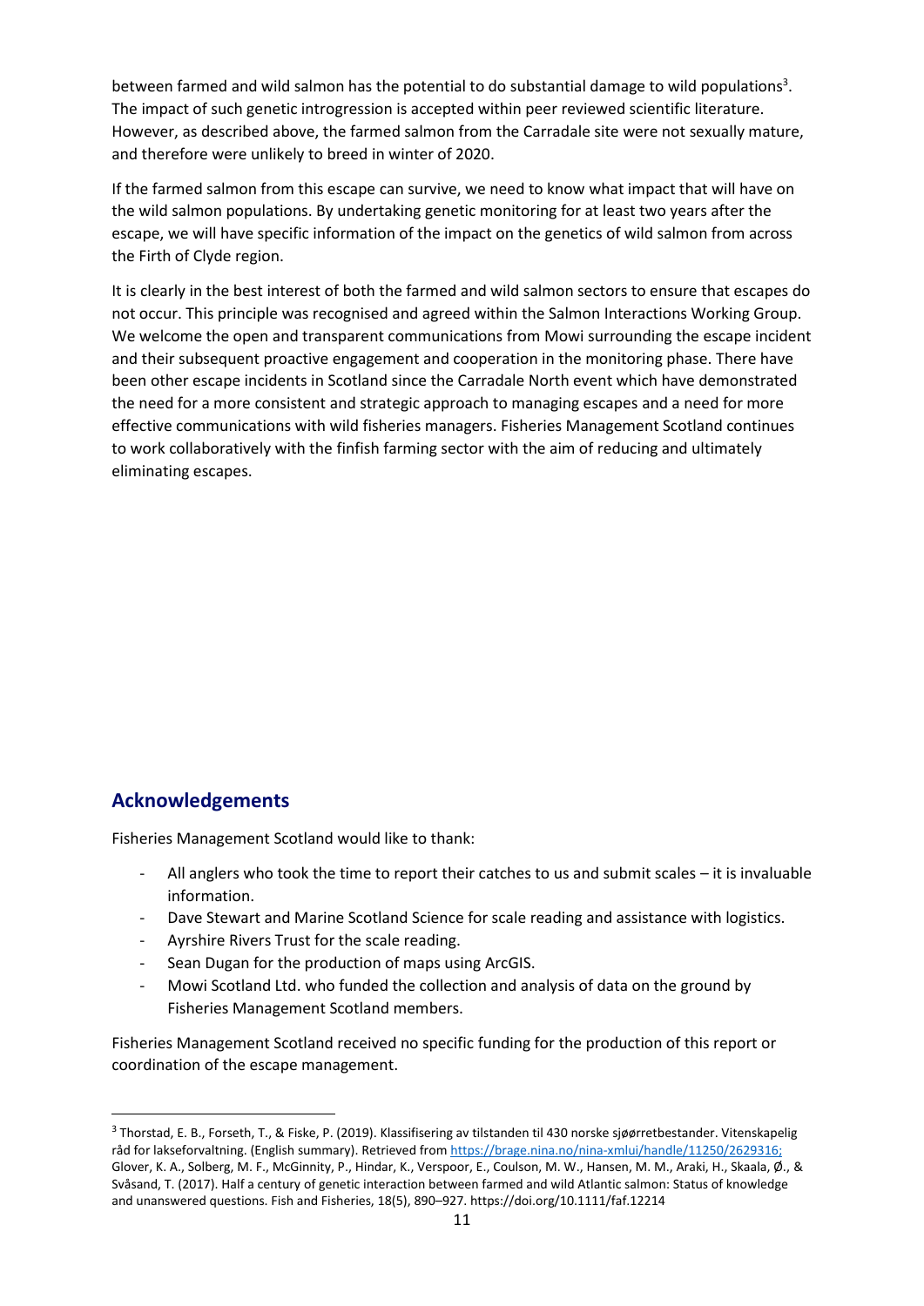between farmed and wild salmon has the potential to do substantial damage to wild populations[3]. The impact of such genetic introgression is accepted within peer reviewed scientific literature. However, as described above, the farmed salmon from the Carradale site were not sexually mature, and therefore were unlikely to breed in winter of 2020.

If the farmed salmon from this escape can survive, we need to know what impact that will have on the wild salmon populations. By undertaking genetic monitoring for at least two years after the escape, we will have specific information of the impact on the genetics of wild salmon from across the Firth of Clyde region.

It is clearly in the best interest of both the farmed and wild salmon sectors to ensure that escapes do not occur. This principle was recognised and agreed within the Salmon Interactions Working Group. We welcome the open and transparent communications from Mowi surrounding the escape incident and their subsequent proactive engagement and cooperation in the monitoring phase. There have been other escape incidents in Scotland since the Carradale North event which have demonstrated the need for a more consistent and strategic approach to managing escapes and a need for more effective communications with wild fisheries managers. Fisheries Management Scotland continues to work collaboratively with the finfish farming sector with the aim of reducing and ultimately eliminating escapes.

## Acknowledgements

Fisheries Management Scotland would like to thank:

- All anglers who took the time to report their catches to us and submit scales – it is invaluable information.
- Dave Stewart and Marine Scotland Science for scale reading and assistance with logistics.
- Ayrshire Rivers Trust for the scale reading.
- Sean Dugan for the production of maps using ArcGIS.
- Mowi Scotland Ltd. who funded the collection and analysis of data on the ground by Fisheries Management Scotland members.

Fisheries Management Scotland received no specific funding for the production of this report or coordination of the escape management.

---

[3] Thorstad, E. B., Forseth, T., & Fiske, P. (2019). Klassifisering av tilstanden til 430 norske sjøørretbestander. Vitenskapelig råd for lakseforvaltning. (English summary). Retrieved from https://brage.nina.no/nina-xmlui/handle/11250/2629316;
Glover, K. A., Solberg, M. F., McGinnity, P., Hindar, K., Verspoor, E., Coulson, M. W., Hansen, M. M., Araki, H., Skaala, Ø., & Svåsand, T. (2017). Half a century of genetic interaction between farmed and wild Atlantic salmon: Status of knowledge and unanswered questions. Fish and Fisheries, 18(5), 890–927. https://doi.org/10.1111/faf.12214